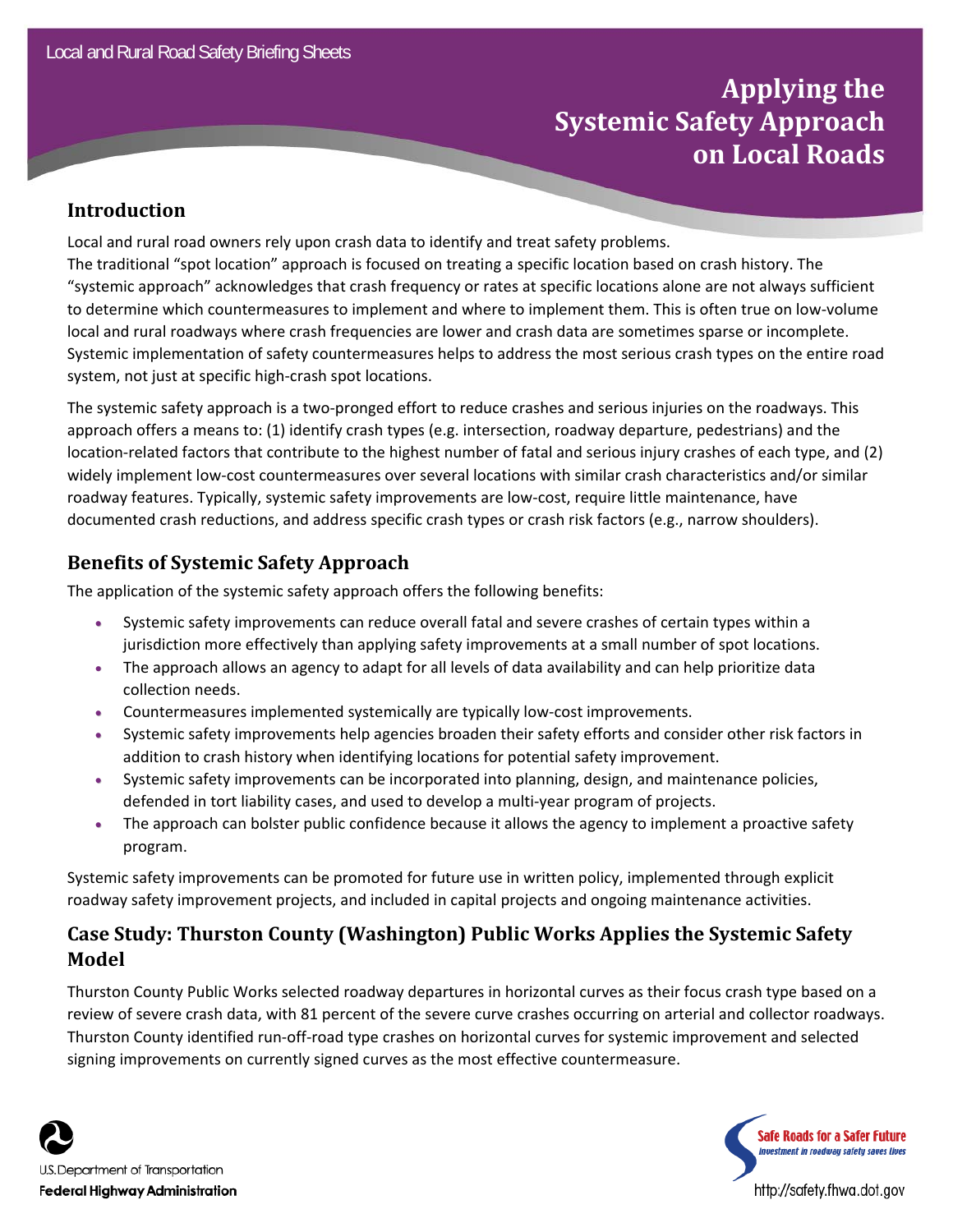# Applying the Systemic Safety Approach on Local Roads

## Introduction

Local and rural road owners rely upon crash data to identify and treat safety problems. The traditional "spot location" approach is focused on treating a specific location based on crash history. The "systemic approach" acknowledges that crash frequency or rates at specific locations alone are not always sufficient to determine which countermeasures to implement and where to implement them. This is often true on low-volume local and rural roadways where crash frequencies are lower and crash data are sometimes sparse or incomplete. Systemic implementation of safety countermeasures helps to address the most serious crash types on the entire road system, not just at specific high-crash spot locations.

The systemic safety approach is a two-pronged effort to reduce crashes and serious injuries on the roadways. This approach offers a means to: (1) identify crash types (e.g. intersection, roadway departure, pedestrians) and the location-related factors that contribute to the highest number of fatal and serious injury crashes of each type, and (2) widely implement low-cost countermeasures over several locations with similar crash characteristics and/or similar roadway features. Typically, systemic safety improvements are low-cost, require little maintenance, have documented crash reductions, and address specific crash types or crash risk factors (e.g., narrow shoulders).

## Benefits of Systemic Safety Approach

The application of the systemic safety approach offers the following benefits:

- Systemic safety improvements can reduce overall fatal and severe crashes of certain types within a jurisdiction more effectively than applying safety improvements at a small number of spot locations.
- The approach allows an agency to adapt for all levels of data availability and can help prioritize data collection needs.
- Countermeasures implemented systemically are typically low-cost improvements.
- Systemic safety improvements help agencies broaden their safety efforts and consider other risk factors in addition to crash history when identifying locations for potential safety improvement.
- Systemic safety improvements can be incorporated into planning, design, and maintenance policies, defended in tort liability cases, and used to develop a multi-year program of projects.
- The approach can bolster public confidence because it allows the agency to implement a proactive safety program.

Systemic safety improvements can be promoted for future use in written policy, implemented through explicit roadway safety improvement projects, and included in capital projects and ongoing maintenance activities.

## Case Study: Thurston County (Washington) Public Works Applies the Systemic Safety Model

Thurston County Public Works selected roadway departures in horizontal curves as their focus crash type based on a review of severe crash data, with 81 percent of the severe curve crashes occurring on arterial and collector roadways. Thurston County identified run-off-road type crashes on horizontal curves for systemic improvement and selected signing improvements on currently signed curves as the most effective countermeasure.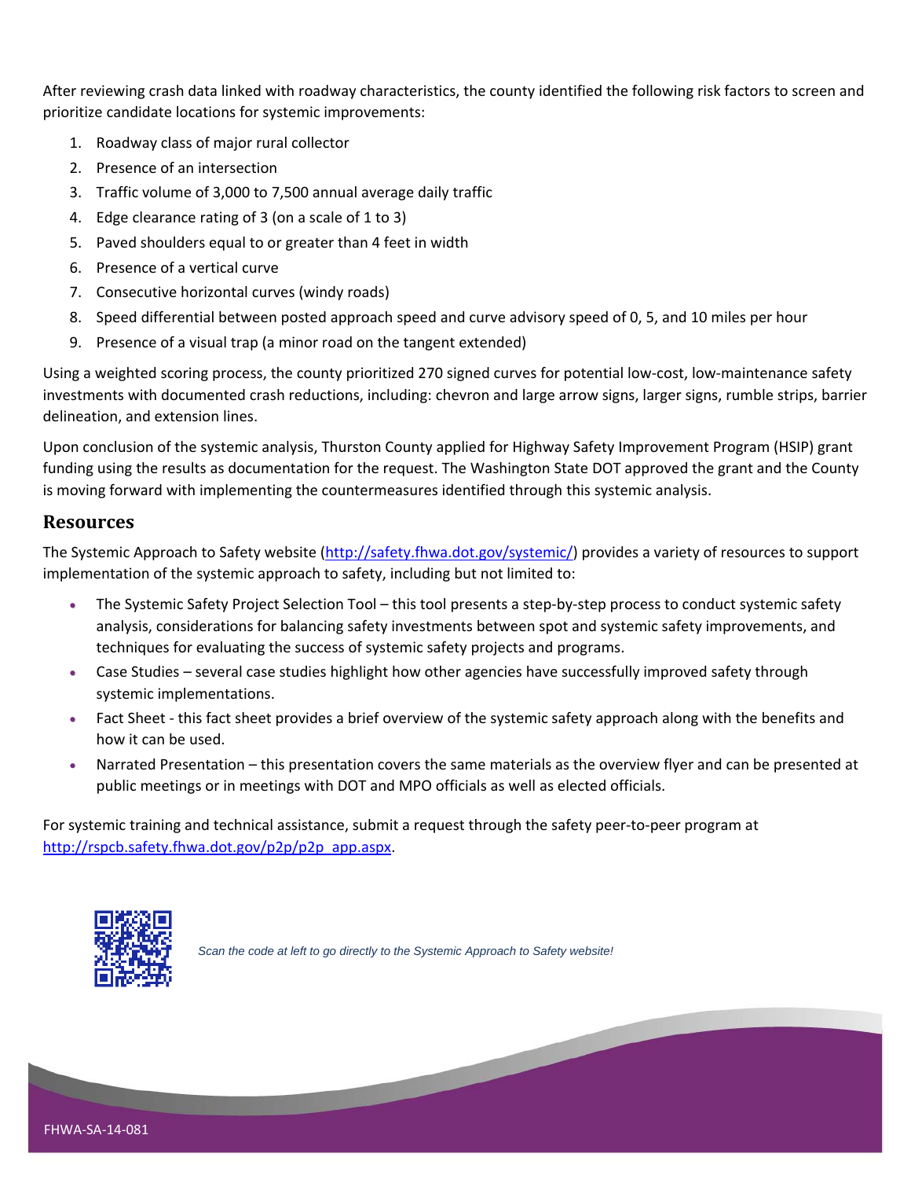After reviewing crash data linked with roadway characteristics, the county identified the following risk factors to screen and prioritize candidate locations for systemic improvements:

1. Roadway class of major rural collector
2. Presence of an intersection
3. Traffic volume of 3,000 to 7,500 annual average daily traffic
4. Edge clearance rating of 3 (on a scale of 1 to 3)
5. Paved shoulders equal to or greater than 4 feet in width
6. Presence of a vertical curve
7. Consecutive horizontal curves (windy roads)
8. Speed differential between posted approach speed and curve advisory speed of 0, 5, and 10 miles per hour
9. Presence of a visual trap (a minor road on the tangent extended)

Using a weighted scoring process, the county prioritized 270 signed curves for potential low-cost, low-maintenance safety investments with documented crash reductions, including: chevron and large arrow signs, larger signs, rumble strips, barrier delineation, and extension lines.

Upon conclusion of the systemic analysis, Thurston County applied for Highway Safety Improvement Program (HSIP) grant funding using the results as documentation for the request. The Washington State DOT approved the grant and the County is moving forward with implementing the countermeasures identified through this systemic analysis.

## Resources

The Systemic Approach to Safety website (http://safety.fhwa.dot.gov/systemic/) provides a variety of resources to support implementation of the systemic approach to safety, including but not limited to:

- The Systemic Safety Project Selection Tool – this tool presents a step-by-step process to conduct systemic safety analysis, considerations for balancing safety investments between spot and systemic safety improvements, and techniques for evaluating the success of systemic safety projects and programs.
- Case Studies – several case studies highlight how other agencies have successfully improved safety through systemic implementations.
- Fact Sheet - this fact sheet provides a brief overview of the systemic safety approach along with the benefits and how it can be used.
- Narrated Presentation – this presentation covers the same materials as the overview flyer and can be presented at public meetings or in meetings with DOT and MPO officials as well as elected officials.

For systemic training and technical assistance, submit a request through the safety peer-to-peer program at http://rspcb.safety.fhwa.dot.gov/p2p/p2p_app.aspx.

*Scan the code at left to go directly to the Systemic Approach to Safety website!*

FHWA-SA-14-081